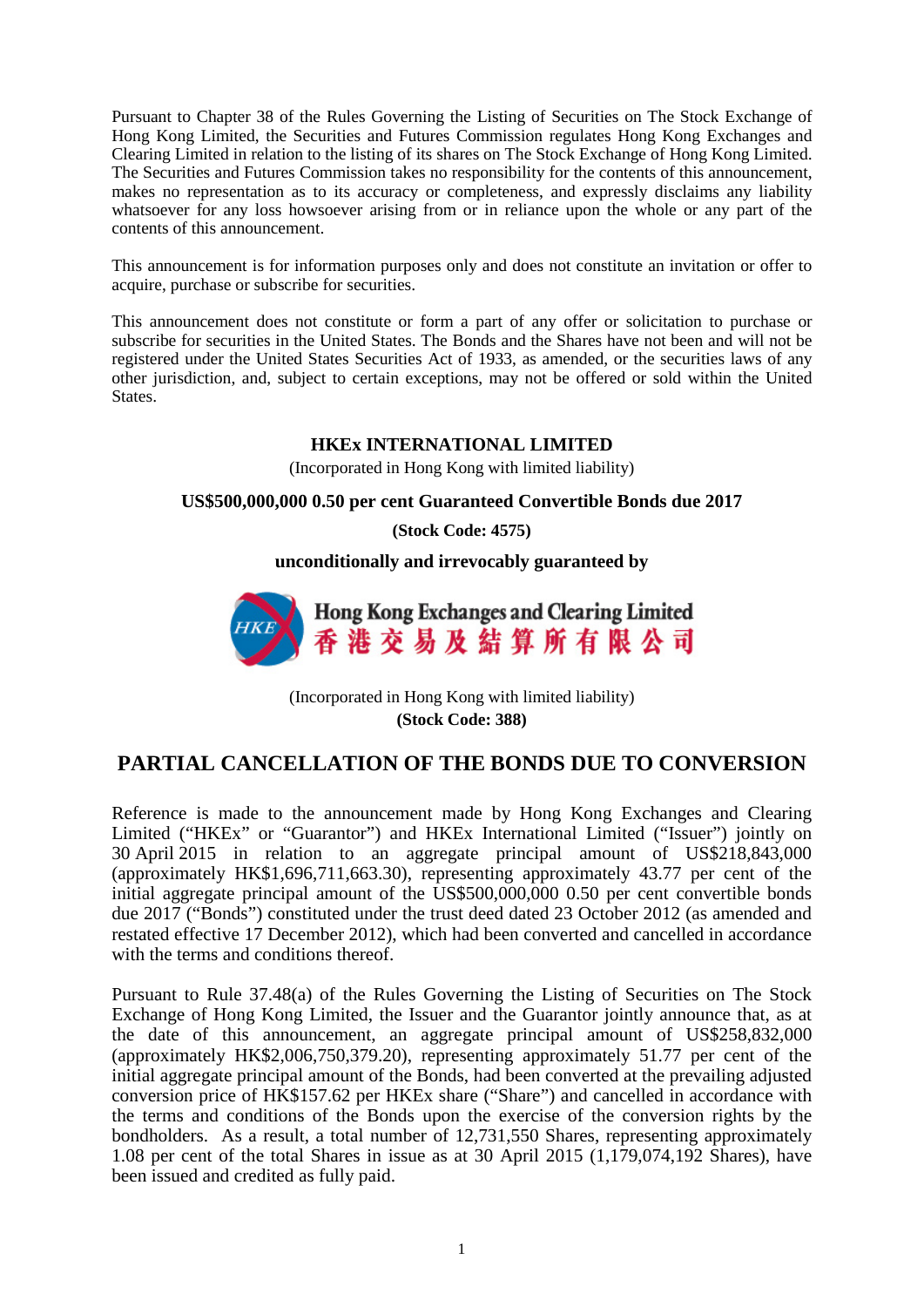Pursuant to Chapter 38 of the Rules Governing the Listing of Securities on The Stock Exchange of Hong Kong Limited, the Securities and Futures Commission regulates Hong Kong Exchanges and Clearing Limited in relation to the listing of its shares on The Stock Exchange of Hong Kong Limited. The Securities and Futures Commission takes no responsibility for the contents of this announcement, makes no representation as to its accuracy or completeness, and expressly disclaims any liability whatsoever for any loss howsoever arising from or in reliance upon the whole or any part of the contents of this announcement.

This announcement is for information purposes only and does not constitute an invitation or offer to acquire, purchase or subscribe for securities.

This announcement does not constitute or form a part of any offer or solicitation to purchase or subscribe for securities in the United States. The Bonds and the Shares have not been and will not be registered under the United States Securities Act of 1933, as amended, or the securities laws of any other jurisdiction, and, subject to certain exceptions, may not be offered or sold within the United States.

**HKEx INTERNATIONAL LIMITED**

(Incorporated in Hong Kong with limited liability)

**US$500,000,000 0.50 per cent Guaranteed Convertible Bonds due 2017**

**(Stock Code: 4575)**

**unconditionally and irrevocably guaranteed by**

**Hong Kong Exchanges and Clearing Limited**
**香港交易及結算所有限公司**

(Incorporated in Hong Kong with limited liability)

**(Stock Code: 388)**

## PARTIAL CANCELLATION OF THE BONDS DUE TO CONVERSION

Reference is made to the announcement made by Hong Kong Exchanges and Clearing Limited ("HKEx" or "Guarantor") and HKEx International Limited ("Issuer") jointly on 30 April 2015 in relation to an aggregate principal amount of US$218,843,000 (approximately HK$1,696,711,663.30), representing approximately 43.77 per cent of the initial aggregate principal amount of the US$500,000,000 0.50 per cent convertible bonds due 2017 ("Bonds") constituted under the trust deed dated 23 October 2012 (as amended and restated effective 17 December 2012), which had been converted and cancelled in accordance with the terms and conditions thereof.

Pursuant to Rule 37.48(a) of the Rules Governing the Listing of Securities on The Stock Exchange of Hong Kong Limited, the Issuer and the Guarantor jointly announce that, as at the date of this announcement, an aggregate principal amount of US$258,832,000 (approximately HK$2,006,750,379.20), representing approximately 51.77 per cent of the initial aggregate principal amount of the Bonds, had been converted at the prevailing adjusted conversion price of HK$157.62 per HKEx share ("Share") and cancelled in accordance with the terms and conditions of the Bonds upon the exercise of the conversion rights by the bondholders. As a result, a total number of 12,731,550 Shares, representing approximately 1.08 per cent of the total Shares in issue as at 30 April 2015 (1,179,074,192 Shares), have been issued and credited as fully paid.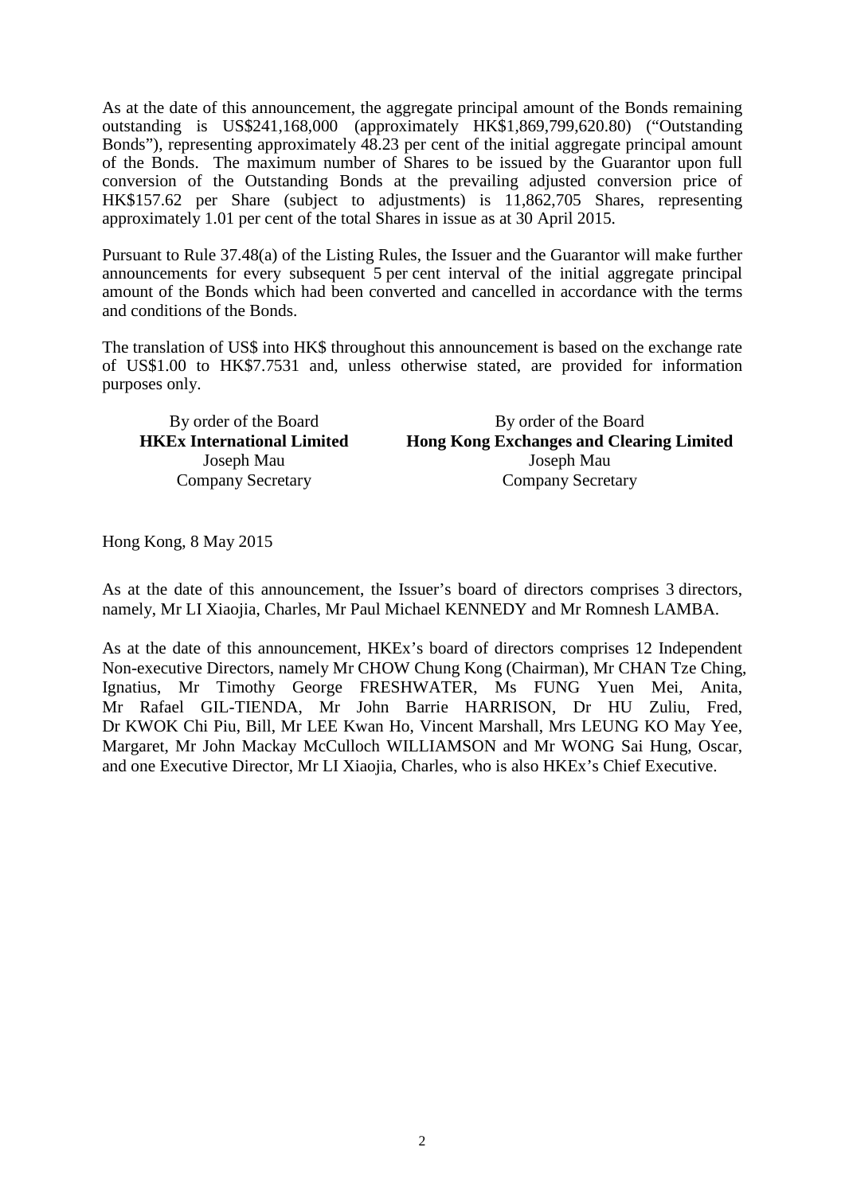As at the date of this announcement, the aggregate principal amount of the Bonds remaining outstanding is US$241,168,000 (approximately HK$1,869,799,620.80) ("Outstanding Bonds"), representing approximately 48.23 per cent of the initial aggregate principal amount of the Bonds. The maximum number of Shares to be issued by the Guarantor upon full conversion of the Outstanding Bonds at the prevailing adjusted conversion price of HK$157.62 per Share (subject to adjustments) is 11,862,705 Shares, representing approximately 1.01 per cent of the total Shares in issue as at 30 April 2015.

Pursuant to Rule 37.48(a) of the Listing Rules, the Issuer and the Guarantor will make further announcements for every subsequent 5 per cent interval of the initial aggregate principal amount of the Bonds which had been converted and cancelled in accordance with the terms and conditions of the Bonds.

The translation of US$ into HK$ throughout this announcement is based on the exchange rate of US$1.00 to HK$7.7531 and, unless otherwise stated, are provided for information purposes only.

| | |
|---|---|
| By order of the Board | By order of the Board |
| **HKEx International Limited** | **Hong Kong Exchanges and Clearing Limited** |
| Joseph Mau | Joseph Mau |
| Company Secretary | Company Secretary |

Hong Kong, 8 May 2015

As at the date of this announcement, the Issuer's board of directors comprises 3 directors, namely, Mr LI Xiaojia, Charles, Mr Paul Michael KENNEDY and Mr Romnesh LAMBA.

As at the date of this announcement, HKEx's board of directors comprises 12 Independent Non-executive Directors, namely Mr CHOW Chung Kong (Chairman), Mr CHAN Tze Ching, Ignatius, Mr Timothy George FRESHWATER, Ms FUNG Yuen Mei, Anita, Mr Rafael GIL-TIENDA, Mr John Barrie HARRISON, Dr HU Zuliu, Fred, Dr KWOK Chi Piu, Bill, Mr LEE Kwan Ho, Vincent Marshall, Mrs LEUNG KO May Yee, Margaret, Mr John Mackay McCulloch WILLIAMSON and Mr WONG Sai Hung, Oscar, and one Executive Director, Mr LI Xiaojia, Charles, who is also HKEx's Chief Executive.